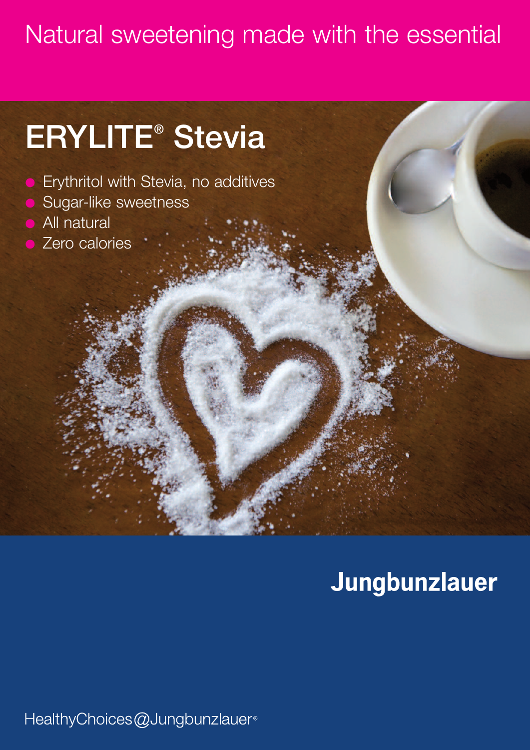Natural sweetening made with the essential

# ERYLITE® Stevia

- Erythritol with Stevia, no additives
- Sugar-like sweetness
- All natural
- Zero calories

**Jungbunzlauer**

HealthyChoices@Jungbunzlauer®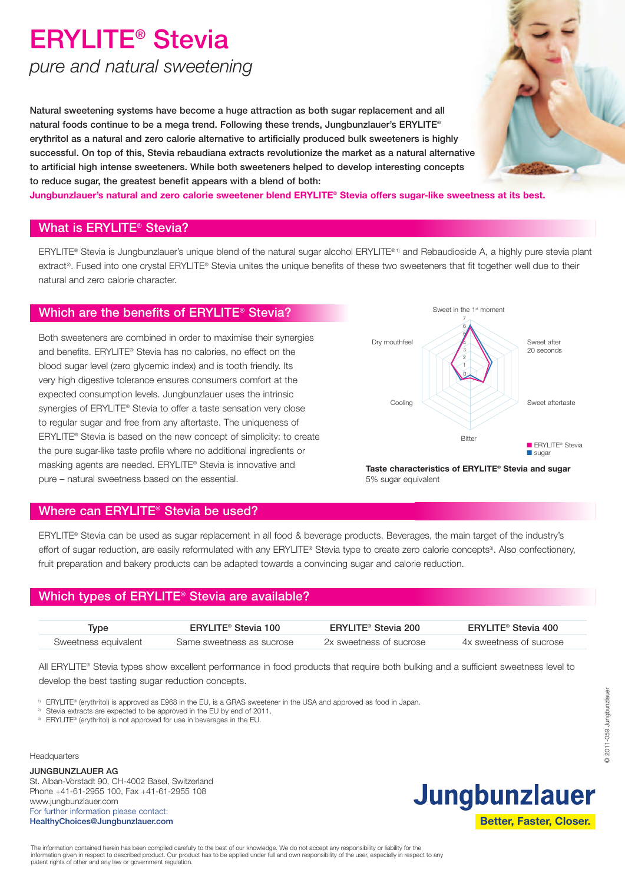# ERYLITE® Stevia

*pure and natural sweetening*

**Natural sweetening systems have become a huge attraction as both sugar replacement and all natural foods continue to be a mega trend. Following these trends, Jungbunzlauer's ERYLITE® erythritol as a natural and zero calorie alternative to artificially produced bulk sweeteners is highly successful. On top of this, Stevia rebaudiana extracts revolutionize the market as a natural alternative to artificial high intense sweeteners. While both sweeteners helped to develop interesting concepts to reduce sugar, the greatest benefit appears with a blend of both:**

**Jungbunzlauer's natural and zero calorie sweetener blend ERYLITE® Stevia offers sugar-like sweetness at its best.**

## What is ERYLITE® Stevia?

ERYLITE® Stevia is Jungbunzlauer's unique blend of the natural sugar alcohol ERYLITE®[1] and Rebaudioside A, a highly pure stevia plant extract[2]. Fused into one crystal ERYLITE® Stevia unites the unique benefits of these two sweeteners that fit together well due to their natural and zero calorie character.

## Which are the benefits of ERYLITE® Stevia?

Both sweeteners are combined in order to maximise their synergies and benefits. ERYLITE® Stevia has no calories, no effect on the blood sugar level (zero glycemic index) and is tooth friendly. Its very high digestive tolerance ensures consumers comfort at the expected consumption levels. Jungbunzlauer uses the intrinsic synergies of ERYLITE® Stevia to offer a taste sensation very close to regular sugar and free from any aftertaste. The uniqueness of ERYLITE® Stevia is based on the new concept of simplicity: to create the pure sugar-like taste profile where no additional ingredients or masking agents are needed. ERYLITE® Stevia is innovative and pure – natural sweetness based on the essential.

Sweet in the 1st moment
7
6
5
4
3
2
1
0
Sweet after 20 seconds
Sweet aftertaste
Bitter
Cooling
Dry mouthfeel
ERYLITE® Stevia
sugar

**Taste characteristics of ERYLITE® Stevia and sugar**
5% sugar equivalent

## Where can ERYLITE® Stevia be used?

ERYLITE® Stevia can be used as sugar replacement in all food & beverage products. Beverages, the main target of the industry's effort of sugar reduction, are easily reformulated with any ERYLITE® Stevia type to create zero calorie concepts[3]. Also confectionery, fruit preparation and bakery products can be adapted towards a convincing sugar and calorie reduction.

## Which types of ERYLITE® Stevia are available?

| Type | ERYLITE® Stevia 100 | ERYLITE® Stevia 200 | ERYLITE® Stevia 400 |
|---|---|---|---|
| Sweetness equivalent | Same sweetness as sucrose | 2x sweetness of sucrose | 4x sweetness of sucrose |

All ERYLITE® Stevia types show excellent performance in food products that require both bulking and a sufficient sweetness level to develop the best tasting sugar reduction concepts.

[1] ERYLITE® (erythritol) is approved as E968 in the EU, is a GRAS sweetener in the USA and approved as food in Japan.
[2] Stevia extracts are expected to be approved in the EU by end of 2011.
[3] ERYLITE® (erythritol) is not approved for use in beverages in the EU.

Headquarters

**JUNGBUNZLAUER AG**
St. Alban-Vorstadt 90, CH-4002 Basel, Switzerland
Phone +41-61-2955 100, Fax +41-61-2955 108
www.jungbunzlauer.com
For further information please contact:
**HealthyChoices@Jungbunzlauer.com**

**Jungbunzlauer**
**Better, Faster, Closer.**

© 2011-059 Jungbunzlauer

The information contained herein has been compiled carefully to the best of our knowledge. We do not accept any responsibility or liability for the information given in respect to described product. Our product has to be applied under full and own responsibility of the user, especially in respect to any patent rights of other and any law or government regulation.